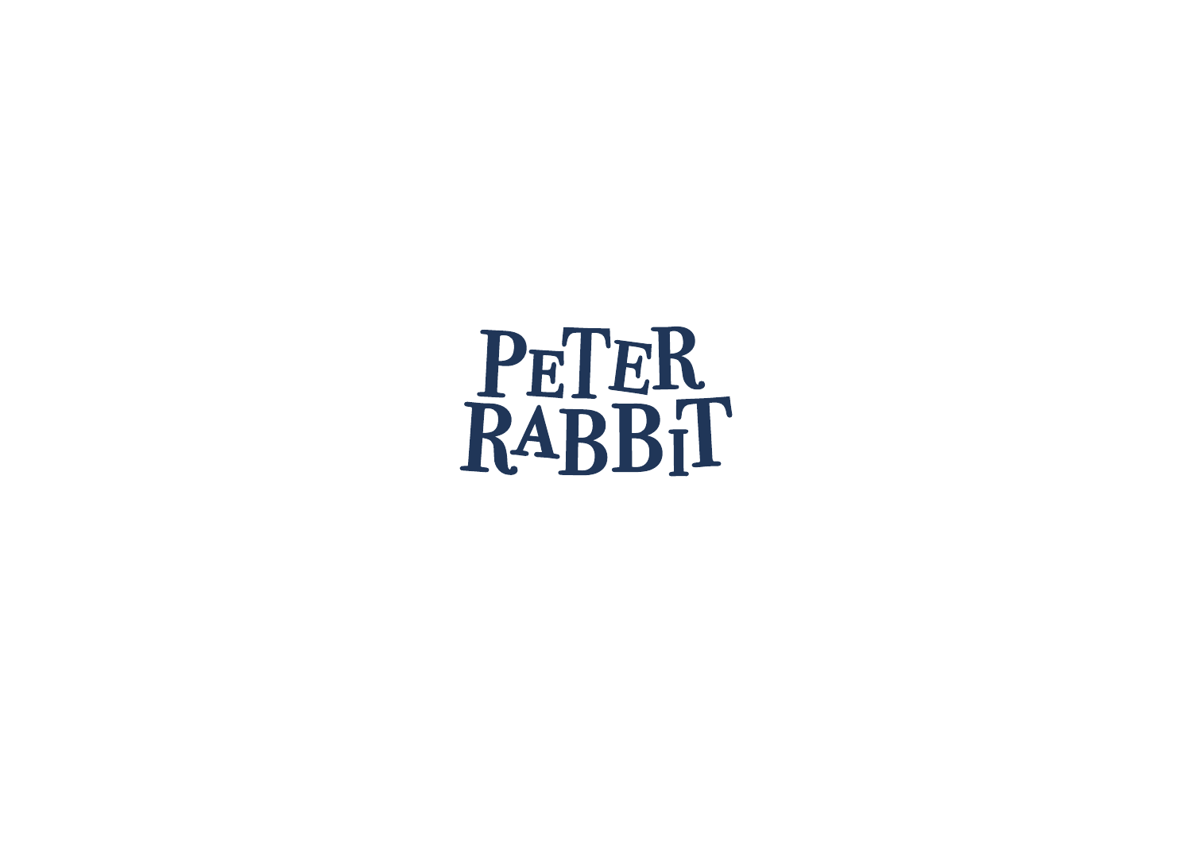# PETER RABBIT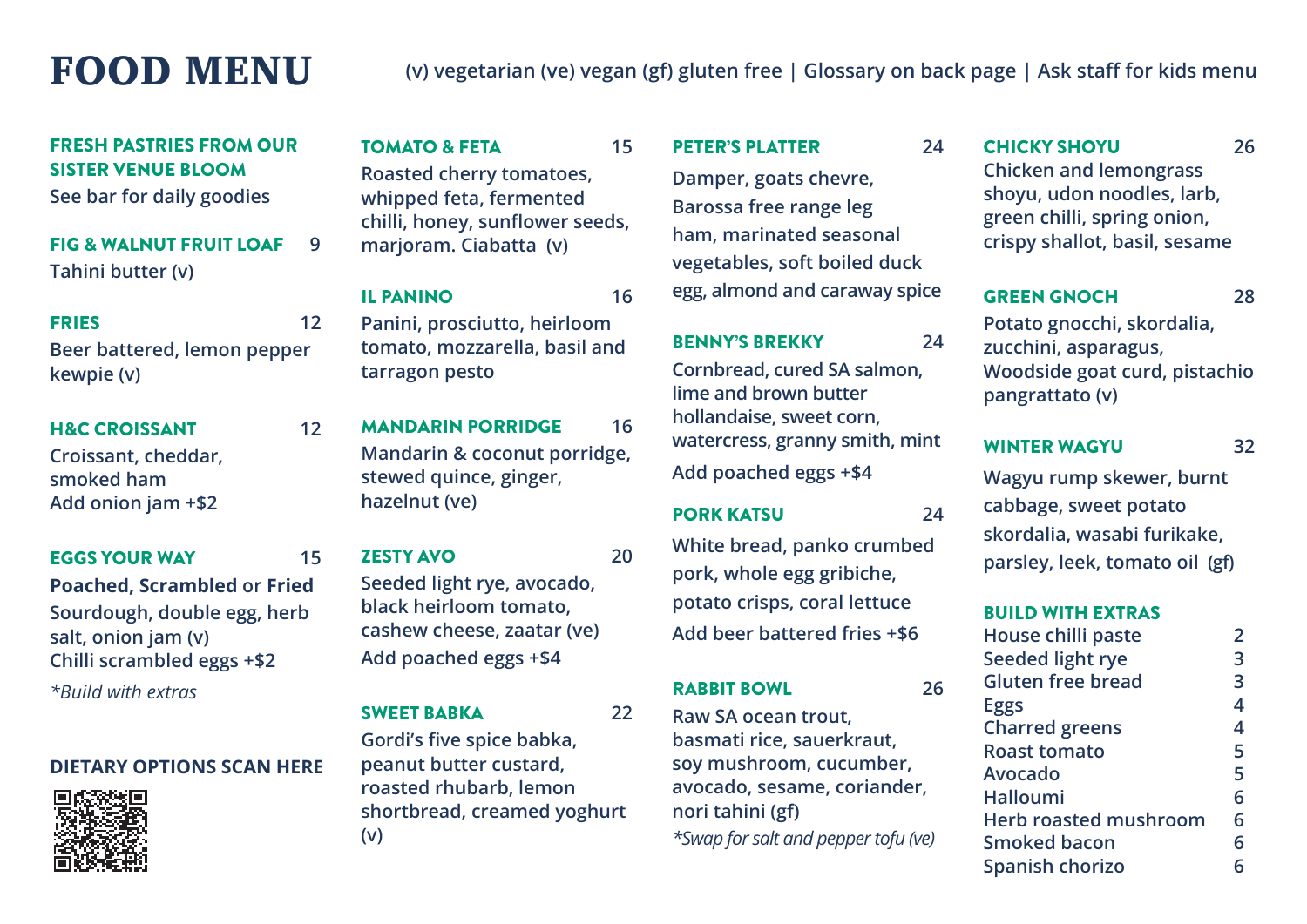# FOOD MENU

(v) vegetarian (ve) vegan (gf) gluten free | Glossary on back page | Ask staff for kids menu

### FRESH PASTRIES FROM OUR SISTER VENUE BLOOM

See bar for daily goodies

### FIG & WALNUT FRUIT LOAF — 9

Tahini butter (v)

### FRIES — 12

Beer battered, lemon pepper kewpie (v)

### H&C CROISSANT — 12

Croissant, cheddar, smoked ham
Add onion jam +$2

### EGGS YOUR WAY — 15

**Poached**, **Scrambled** or **Fried**
Sourdough, double egg, herb salt, onion jam (v)
Chilli scrambled eggs +$2

*\*Build with extras*

### DIETARY OPTIONS SCAN HERE

### TOMATO & FETA — 15

Roasted cherry tomatoes, whipped feta, fermented chilli, honey, sunflower seeds, marjoram. Ciabatta (v)

### IL PANINO — 16

Panini, prosciutto, heirloom tomato, mozzarella, basil and tarragon pesto

### MANDARIN PORRIDGE — 16

Mandarin & coconut porridge, stewed quince, ginger, hazelnut (ve)

### ZESTY AVO — 20

Seeded light rye, avocado, black heirloom tomato, cashew cheese, zaatar (ve)
Add poached eggs +$4

### SWEET BABKA — 22

Gordi's five spice babka, peanut butter custard, roasted rhubarb, lemon shortbread, creamed yoghurt (v)

### PETER'S PLATTER — 24

Damper, goats chevre, Barossa free range leg ham, marinated seasonal vegetables, soft boiled duck egg, almond and caraway spice

### BENNY'S BREKKY — 24

Cornbread, cured SA salmon, lime and brown butter hollandaise, sweet corn, watercress, granny smith, mint
Add poached eggs +$4

### PORK KATSU — 24

White bread, panko crumbed pork, whole egg gribiche, potato crisps, coral lettuce
Add beer battered fries +$6

### RABBIT BOWL — 26

Raw SA ocean trout, basmati rice, sauerkraut, soy mushroom, cucumber, avocado, sesame, coriander, nori tahini (gf)

*\*Swap for salt and pepper tofu (ve)*

### CHICKY SHOYU — 26

Chicken and lemongrass shoyu, udon noodles, larb, green chilli, spring onion, crispy shallot, basil, sesame

### GREEN GNOCH — 28

Potato gnocchi, skordalia, zucchini, asparagus, Woodside goat curd, pistachio pangrattato (v)

### WINTER WAGYU — 32

Wagyu rump skewer, burnt cabbage, sweet potato skordalia, wasabi furikake, parsley, leek, tomato oil (gf)

### BUILD WITH EXTRAS

| Item | Price |
|---|---|
| House chilli paste | 2 |
| Seeded light rye | 3 |
| Gluten free bread | 3 |
| Eggs | 4 |
| Charred greens | 4 |
| Roast tomato | 5 |
| Avocado | 5 |
| Halloumi | 6 |
| Herb roasted mushroom | 6 |
| Smoked bacon | 6 |
| Spanish chorizo | 6 |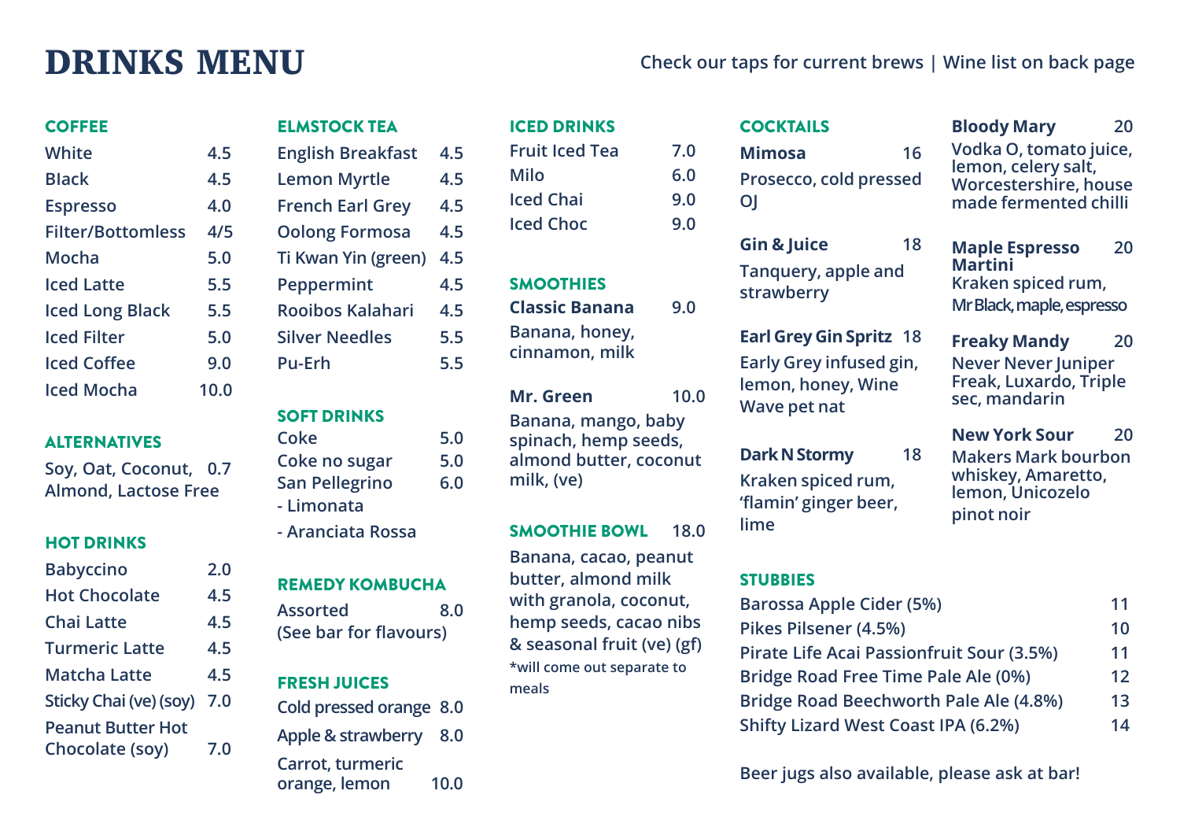# DRINKS MENU

Check our taps for current brews | Wine list on back page

## COFFEE

| Item | Price |
|---|---|
| White | 4.5 |
| Black | 4.5 |
| Espresso | 4.0 |
| Filter/Bottomless | 4/5 |
| Mocha | 5.0 |
| Iced Latte | 5.5 |
| Iced Long Black | 5.5 |
| Iced Filter | 5.0 |
| Iced Coffee | 9.0 |
| Iced Mocha | 10.0 |

## ALTERNATIVES

Soy, Oat, Coconut, Almond, Lactose Free — 0.7

## HOT DRINKS

| Item | Price |
|---|---|
| Babyccino | 2.0 |
| Hot Chocolate | 4.5 |
| Chai Latte | 4.5 |
| Turmeric Latte | 4.5 |
| Matcha Latte | 4.5 |
| Sticky Chai (ve) (soy) | 7.0 |
| Peanut Butter Hot Chocolate (soy) | 7.0 |

## ELMSTOCK TEA

| Item | Price |
|---|---|
| English Breakfast | 4.5 |
| Lemon Myrtle | 4.5 |
| French Earl Grey | 4.5 |
| Oolong Formosa | 4.5 |
| Ti Kwan Yin (green) | 4.5 |
| Peppermint | 4.5 |
| Rooibos Kalahari | 4.5 |
| Silver Needles | 5.5 |
| Pu-Erh | 5.5 |

## SOFT DRINKS

| Item | Price |
|---|---|
| Coke | 5.0 |
| Coke no sugar | 5.0 |
| San Pellegrino | 6.0 |

- Limonata
- Aranciata Rossa

## REMEDY KOMBUCHA

Assorted — 8.0
(See bar for flavours)

## FRESH JUICES

| Item | Price |
|---|---|
| Cold pressed orange | 8.0 |
| Apple & strawberry | 8.0 |
| Carrot, turmeric orange, lemon | 10.0 |

## ICED DRINKS

| Item | Price |
|---|---|
| Fruit Iced Tea | 7.0 |
| Milo | 6.0 |
| Iced Chai | 9.0 |
| Iced Choc | 9.0 |

## SMOOTHIES

**Classic Banana** — 9.0
Banana, honey, cinnamon, milk

**Mr. Green** — 10.0
Banana, mango, baby spinach, hemp seeds, almond butter, coconut milk, (ve)

## SMOOTHIE BOWL — 18.0

Banana, cacao, peanut butter, almond milk with granola, coconut, hemp seeds, cacao nibs & seasonal fruit (ve) (gf)
*will come out separate to meals

## COCKTAILS

**Mimosa** — 16
Prosecco, cold pressed OJ

**Gin & Juice** — 18
Tanquery, apple and strawberry

**Earl Grey Gin Spritz** — 18
Early Grey infused gin, lemon, honey, Wine Wave pet nat

**Dark N Stormy** — 18
Kraken spiced rum, 'flamin' ginger beer, lime

**Bloody Mary** — 20
Vodka O, tomato juice, lemon, celery salt, Worcestershire, house made fermented chilli

**Maple Espresso Martini** — 20
Kraken spiced rum, Mr Black, maple, espresso

**Freaky Mandy** — 20
Never Never Juniper Freak, Luxardo, Triple sec, mandarin

**New York Sour** — 20
Makers Mark bourbon whiskey, Amaretto, lemon, Unicozelo pinot noir

## STUBBIES

| Item | Price |
|---|---|
| Barossa Apple Cider (5%) | 11 |
| Pikes Pilsener (4.5%) | 10 |
| Pirate Life Acai Passionfruit Sour (3.5%) | 11 |
| Bridge Road Free Time Pale Ale (0%) | 12 |
| Bridge Road Beechworth Pale Ale (4.8%) | 13 |
| Shifty Lizard West Coast IPA (6.2%) | 14 |

Beer jugs also available, please ask at bar!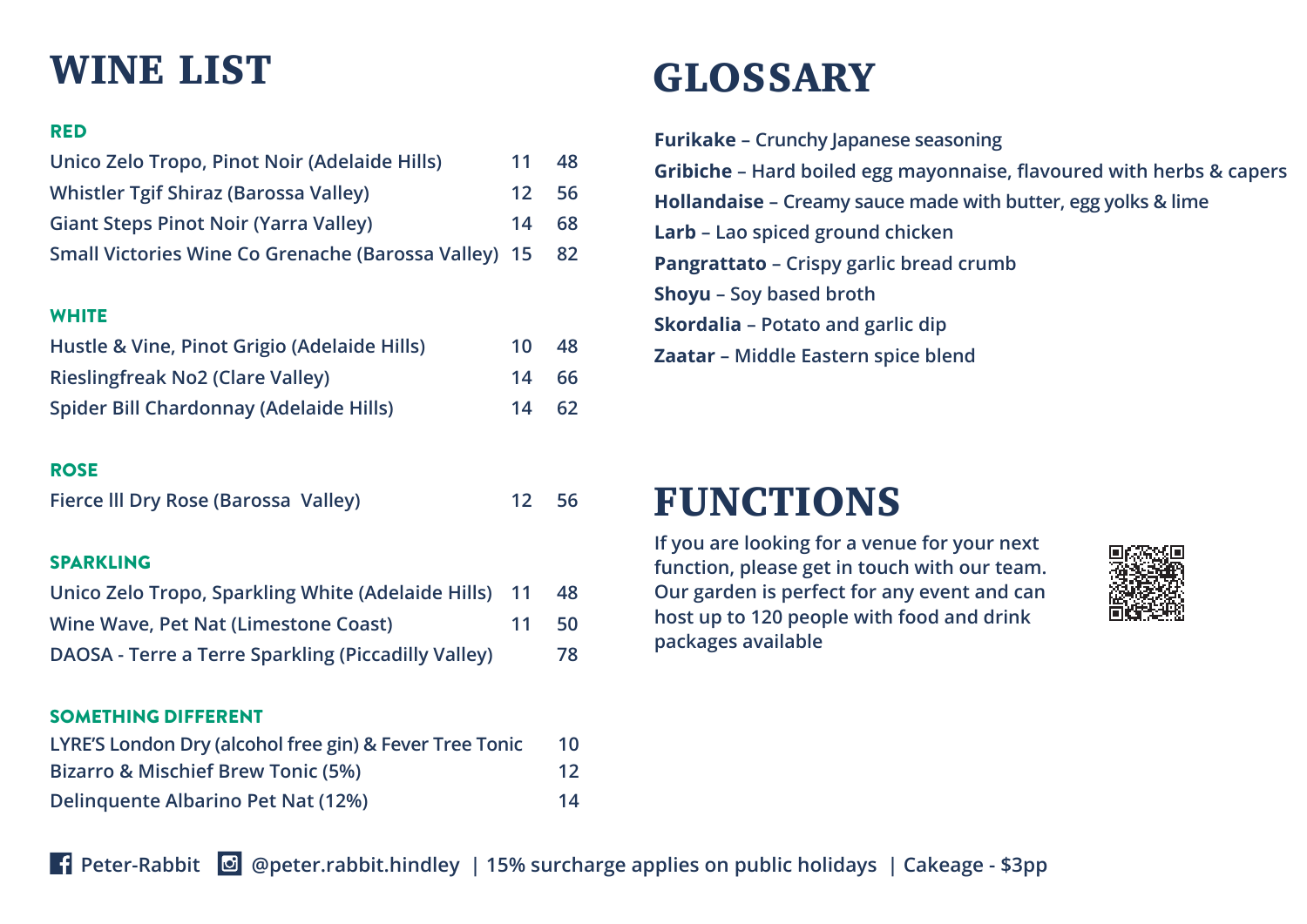# WINE LIST

## RED

| | | |
|---|---|---|
| Unico Zelo Tropo, Pinot Noir (Adelaide Hills) | 11 | 48 |
| Whistler Tgif Shiraz (Barossa Valley) | 12 | 56 |
| Giant Steps Pinot Noir (Yarra Valley) | 14 | 68 |
| Small Victories Wine Co Grenache (Barossa Valley) | 15 | 82 |

## WHITE

| | | |
|---|---|---|
| Hustle & Vine, Pinot Grigio (Adelaide Hills) | 10 | 48 |
| Rieslingfreak No2 (Clare Valley) | 14 | 66 |
| Spider Bill Chardonnay (Adelaide Hills) | 14 | 62 |

## ROSE

| | | |
|---|---|---|
| Fierce lll Dry Rose (Barossa Valley) | 12 | 56 |

## SPARKLING

| | | |
|---|---|---|
| Unico Zelo Tropo, Sparkling White (Adelaide Hills) | 11 | 48 |
| Wine Wave, Pet Nat (Limestone Coast) | 11 | 50 |
| DAOSA - Terre a Terre Sparkling (Piccadilly Valley) | | 78 |

## SOMETHING DIFFERENT

| | |
|---|---|
| LYRE'S London Dry (alcohol free gin) & Fever Tree Tonic | 10 |
| Bizarro & Mischief Brew Tonic (5%) | 12 |
| Delinquente Albarino Pet Nat (12%) | 14 |

# GLOSSARY

**Furikake** – Crunchy Japanese seasoning
**Gribiche** – Hard boiled egg mayonnaise, flavoured with herbs & capers
**Hollandaise** – Creamy sauce made with butter, egg yolks & lime
**Larb** – Lao spiced ground chicken
**Pangrattato** – Crispy garlic bread crumb
**Shoyu** – Soy based broth
**Skordalia** – Potato and garlic dip
**Zaatar** – Middle Eastern spice blend

# FUNCTIONS

If you are looking for a venue for your next function, please get in touch with our team. Our garden is perfect for any event and can host up to 120 people with food and drink packages available

Peter-Rabbit @peter.rabbit.hindley | 15% surcharge applies on public holidays | Cakeage - $3pp